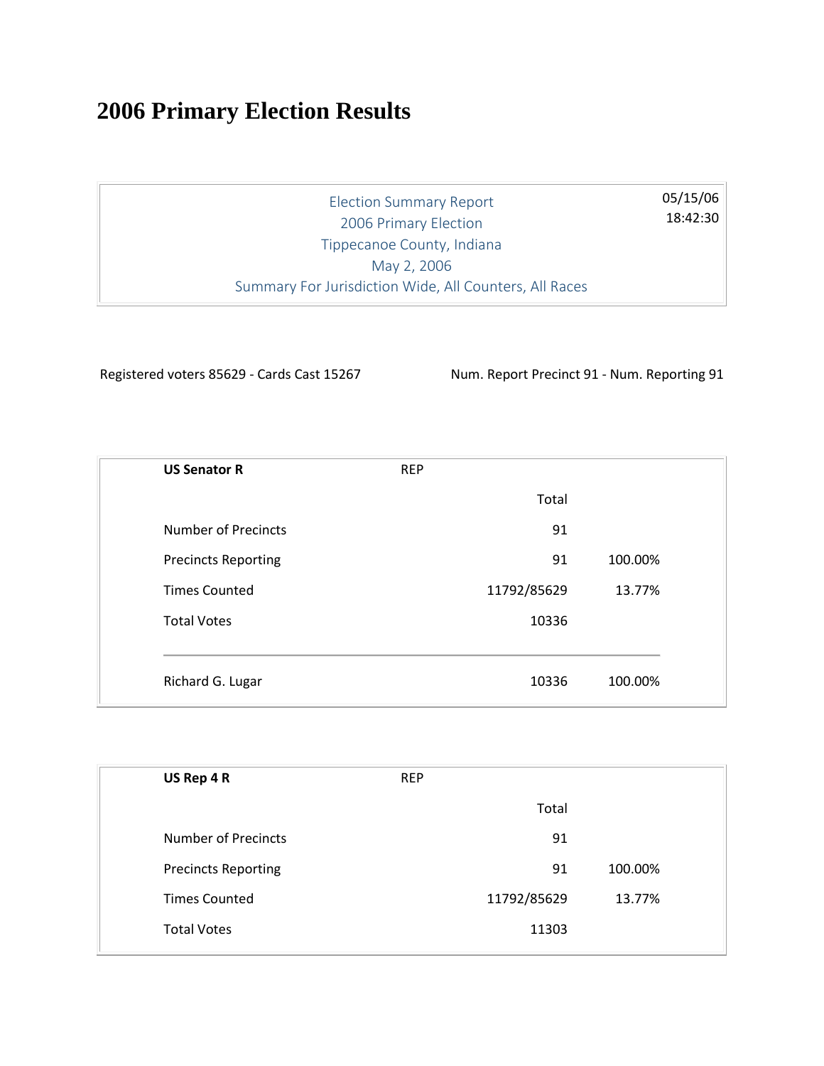# 2006 Primary Election Results

Election Summary Report
2006 Primary Election
Tippecanoe County, Indiana
May 2, 2006
Summary For Jurisdiction Wide, All Counters, All Races

05/15/06
18:42:30

Registered voters 85629 - Cards Cast 15267

Num. Report Precinct 91 - Num. Reporting 91

| **US Senator R** | REP | |
|---|---|---|
| | Total | |
| Number of Precincts | 91 | |
| Precincts Reporting | 91 | 100.00% |
| Times Counted | 11792/85629 | 13.77% |
| Total Votes | 10336 | |
| Richard G. Lugar | 10336 | 100.00% |

| **US Rep 4 R** | REP | |
|---|---|---|
| | Total | |
| Number of Precincts | 91 | |
| Precincts Reporting | 91 | 100.00% |
| Times Counted | 11792/85629 | 13.77% |
| Total Votes | 11303 | |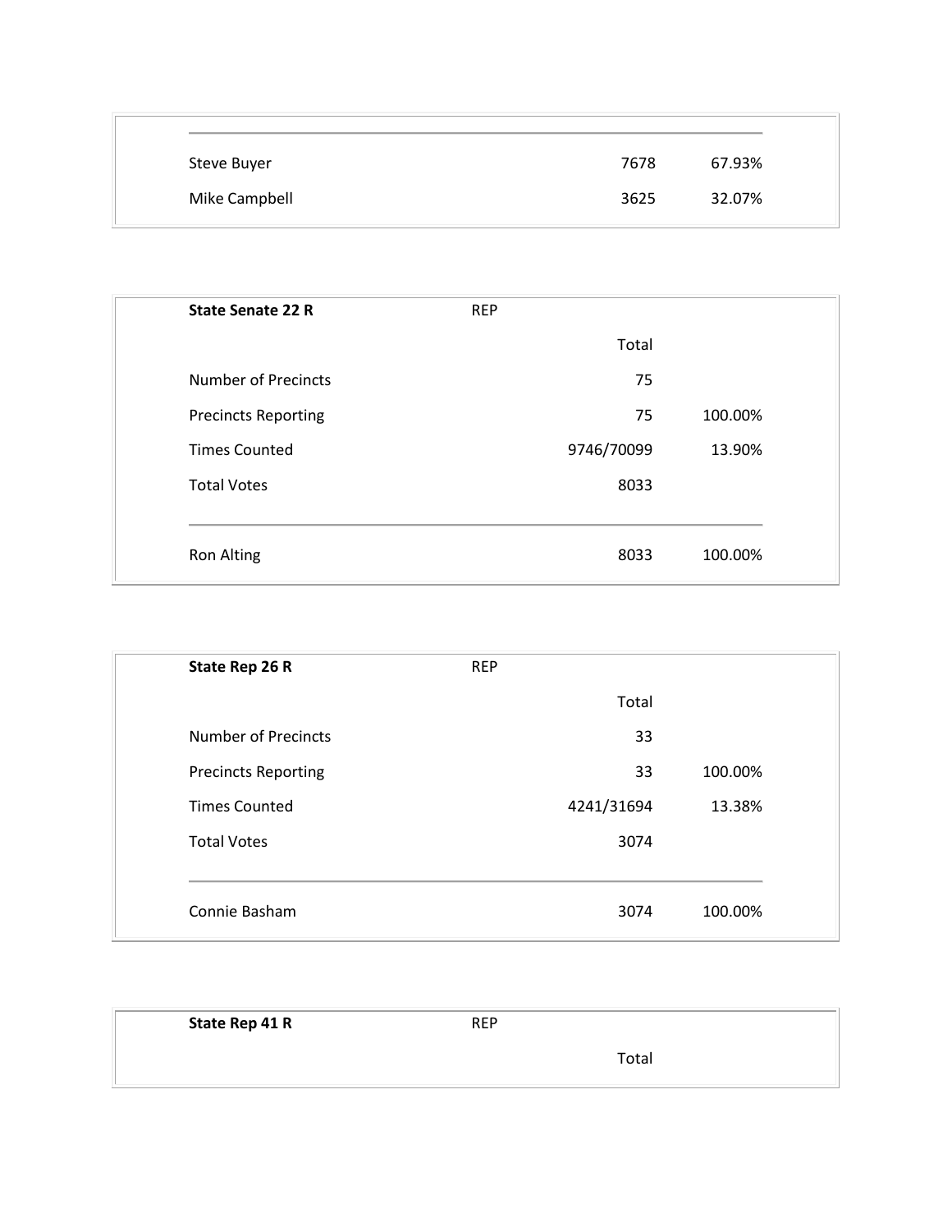| | | |
|---|---|---|
| Steve Buyer | 7678 | 67.93% |
| Mike Campbell | 3625 | 32.07% |

| **State Senate 22 R** | REP | |
|---|---|---|
| | Total | |
| Number of Precincts | 75 | |
| Precincts Reporting | 75 | 100.00% |
| Times Counted | 9746/70099 | 13.90% |
| Total Votes | 8033 | |
| Ron Alting | 8033 | 100.00% |

| **State Rep 26 R** | REP | |
|---|---|---|
| | Total | |
| Number of Precincts | 33 | |
| Precincts Reporting | 33 | 100.00% |
| Times Counted | 4241/31694 | 13.38% |
| Total Votes | 3074 | |
| Connie Basham | 3074 | 100.00% |

| **State Rep 41 R** | REP | |
|---|---|---|
| | Total | |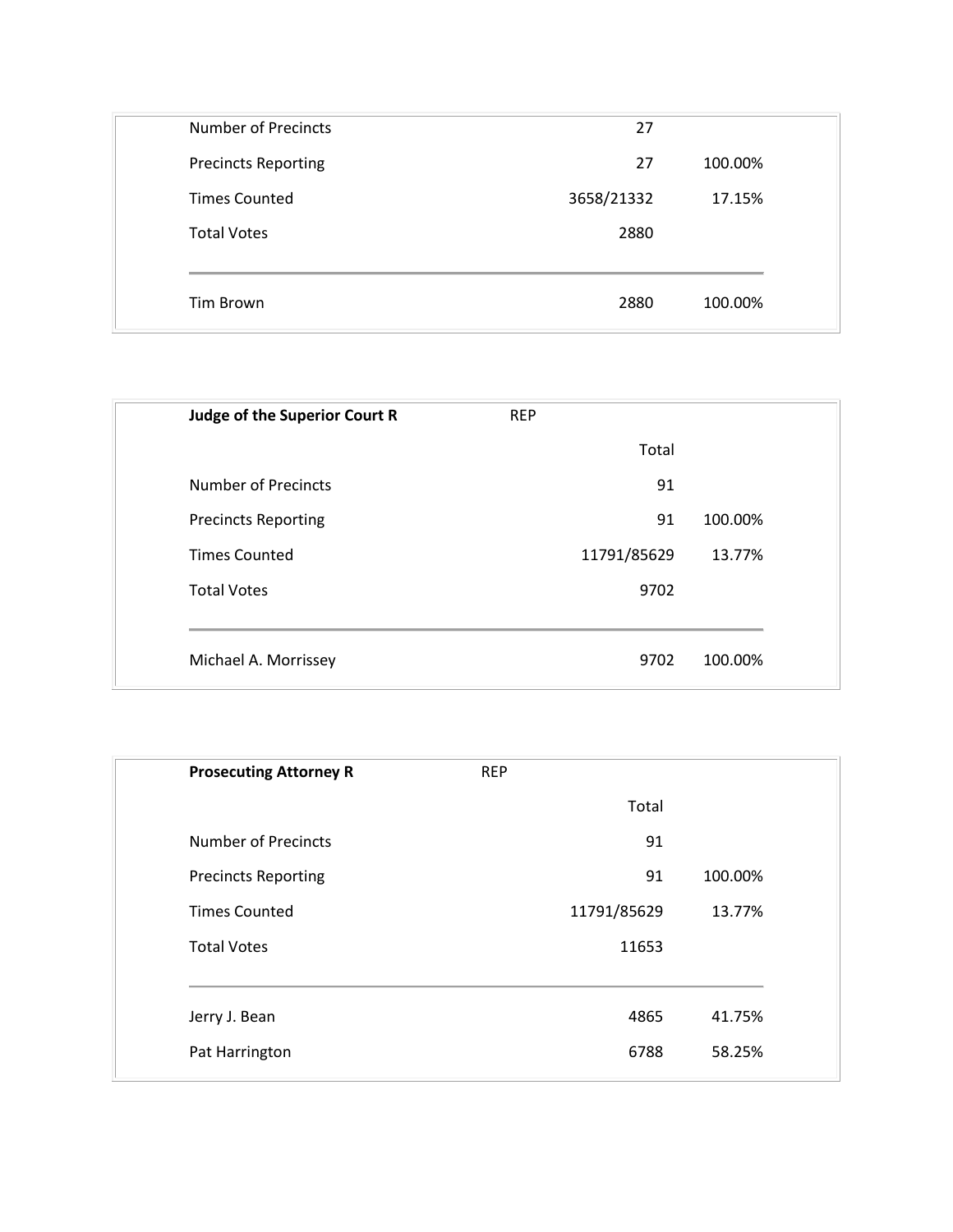| | | |
|---|---|---|
| Number of Precincts | 27 | |
| Precincts Reporting | 27 | 100.00% |
| Times Counted | 3658/21332 | 17.15% |
| Total Votes | 2880 | |
| Tim Brown | 2880 | 100.00% |

| **Judge of the Superior Court R** | REP | |
|---|---|---|
| | Total | |
| Number of Precincts | 91 | |
| Precincts Reporting | 91 | 100.00% |
| Times Counted | 11791/85629 | 13.77% |
| Total Votes | 9702 | |
| Michael A. Morrissey | 9702 | 100.00% |

| **Prosecuting Attorney R** | REP | |
|---|---|---|
| | Total | |
| Number of Precincts | 91 | |
| Precincts Reporting | 91 | 100.00% |
| Times Counted | 11791/85629 | 13.77% |
| Total Votes | 11653 | |
| Jerry J. Bean | 4865 | 41.75% |
| Pat Harrington | 6788 | 58.25% |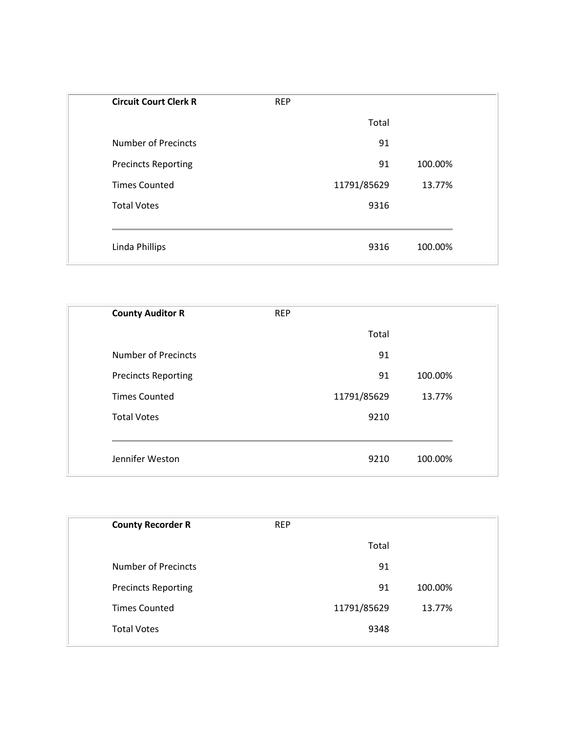| **Circuit Court Clerk R** | REP | | |
|---|---|---|---|
| | | Total | |
| Number of Precincts | | 91 | |
| Precincts Reporting | | 91 | 100.00% |
| Times Counted | | 11791/85629 | 13.77% |
| Total Votes | | 9316 | |
| Linda Phillips | | 9316 | 100.00% |

| **County Auditor R** | REP | | |
|---|---|---|---|
| | | Total | |
| Number of Precincts | | 91 | |
| Precincts Reporting | | 91 | 100.00% |
| Times Counted | | 11791/85629 | 13.77% |
| Total Votes | | 9210 | |
| Jennifer Weston | | 9210 | 100.00% |

| **County Recorder R** | REP | | |
|---|---|---|---|
| | | Total | |
| Number of Precincts | | 91 | |
| Precincts Reporting | | 91 | 100.00% |
| Times Counted | | 11791/85629 | 13.77% |
| Total Votes | | 9348 | |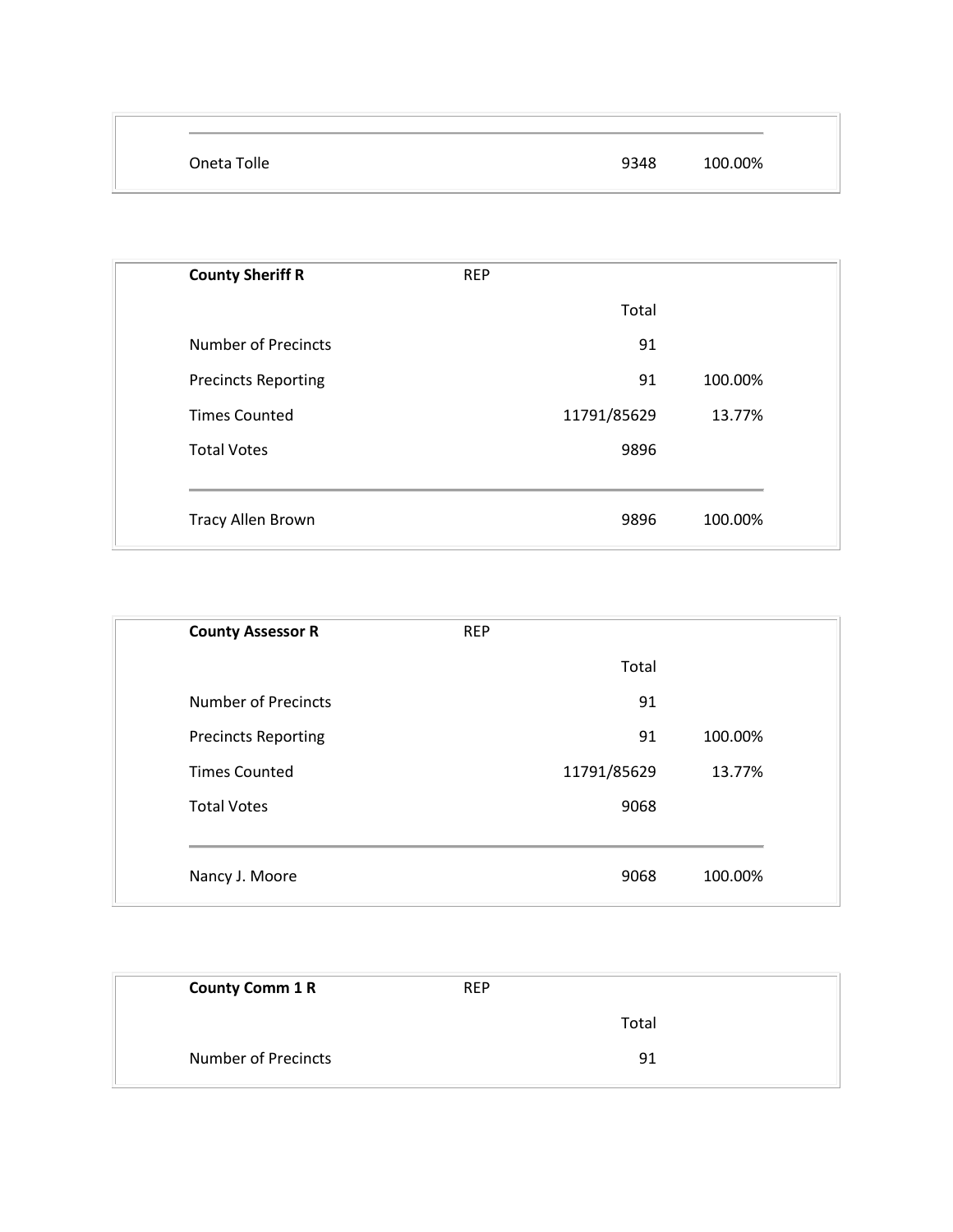| | | |
|---|---|---|
| Oneta Tolle | 9348 | 100.00% |

| **County Sheriff R** | REP | |
|---|---|---|
| | Total | |
| Number of Precincts | 91 | |
| Precincts Reporting | 91 | 100.00% |
| Times Counted | 11791/85629 | 13.77% |
| Total Votes | 9896 | |
| Tracy Allen Brown | 9896 | 100.00% |

| **County Assessor R** | REP | |
|---|---|---|
| | Total | |
| Number of Precincts | 91 | |
| Precincts Reporting | 91 | 100.00% |
| Times Counted | 11791/85629 | 13.77% |
| Total Votes | 9068 | |
| Nancy J. Moore | 9068 | 100.00% |

| **County Comm 1 R** | REP | |
|---|---|---|
| | Total | |
| Number of Precincts | 91 | |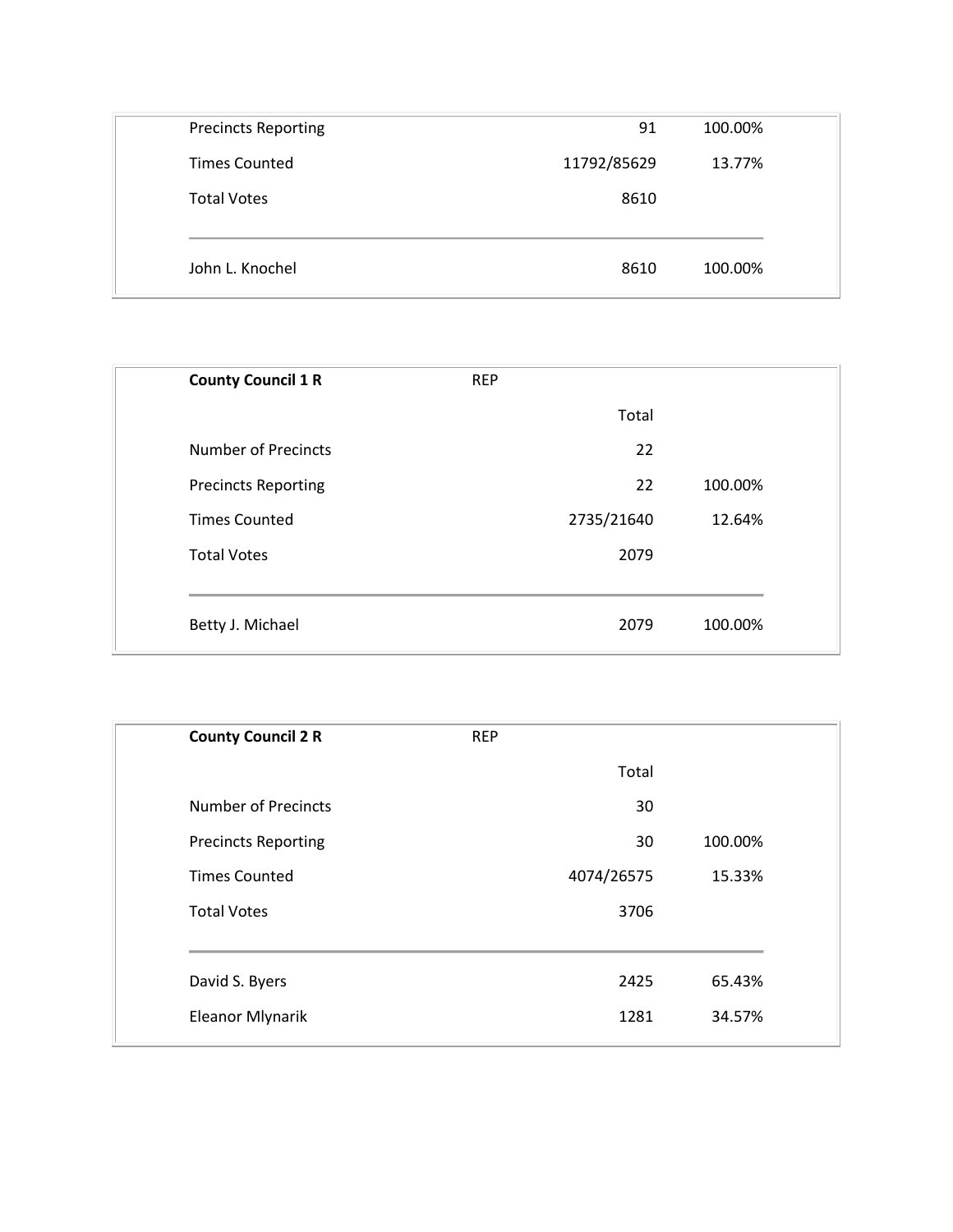| | | |
|---|---|---|
| Precincts Reporting | 91 | 100.00% |
| Times Counted | 11792/85629 | 13.77% |
| Total Votes | 8610 | |
| John L. Knochel | 8610 | 100.00% |

| **County Council 1 R** | REP | |
|---|---|---|
| | Total | |
| Number of Precincts | 22 | |
| Precincts Reporting | 22 | 100.00% |
| Times Counted | 2735/21640 | 12.64% |
| Total Votes | 2079 | |
| Betty J. Michael | 2079 | 100.00% |

| **County Council 2 R** | REP | |
|---|---|---|
| | Total | |
| Number of Precincts | 30 | |
| Precincts Reporting | 30 | 100.00% |
| Times Counted | 4074/26575 | 15.33% |
| Total Votes | 3706 | |
| David S. Byers | 2425 | 65.43% |
| Eleanor Mlynarik | 1281 | 34.57% |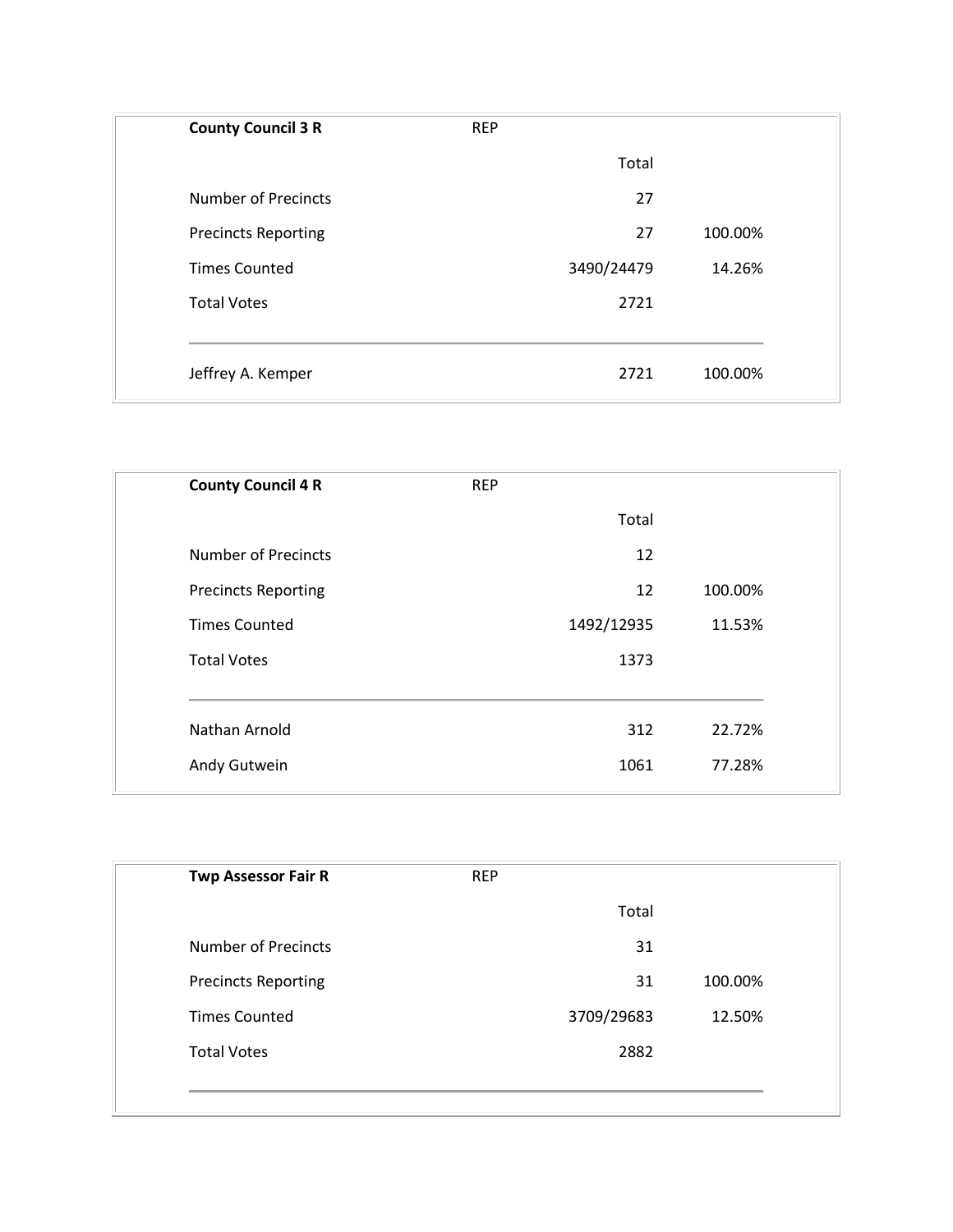| **County Council 3 R** | REP | |
|---|---|---|
| | Total | |
| Number of Precincts | 27 | |
| Precincts Reporting | 27 | 100.00% |
| Times Counted | 3490/24479 | 14.26% |
| Total Votes | 2721 | |
| Jeffrey A. Kemper | 2721 | 100.00% |

| **County Council 4 R** | REP | |
|---|---|---|
| | Total | |
| Number of Precincts | 12 | |
| Precincts Reporting | 12 | 100.00% |
| Times Counted | 1492/12935 | 11.53% |
| Total Votes | 1373 | |
| Nathan Arnold | 312 | 22.72% |
| Andy Gutwein | 1061 | 77.28% |

| **Twp Assessor Fair R** | REP | |
|---|---|---|
| | Total | |
| Number of Precincts | 31 | |
| Precincts Reporting | 31 | 100.00% |
| Times Counted | 3709/29683 | 12.50% |
| Total Votes | 2882 | |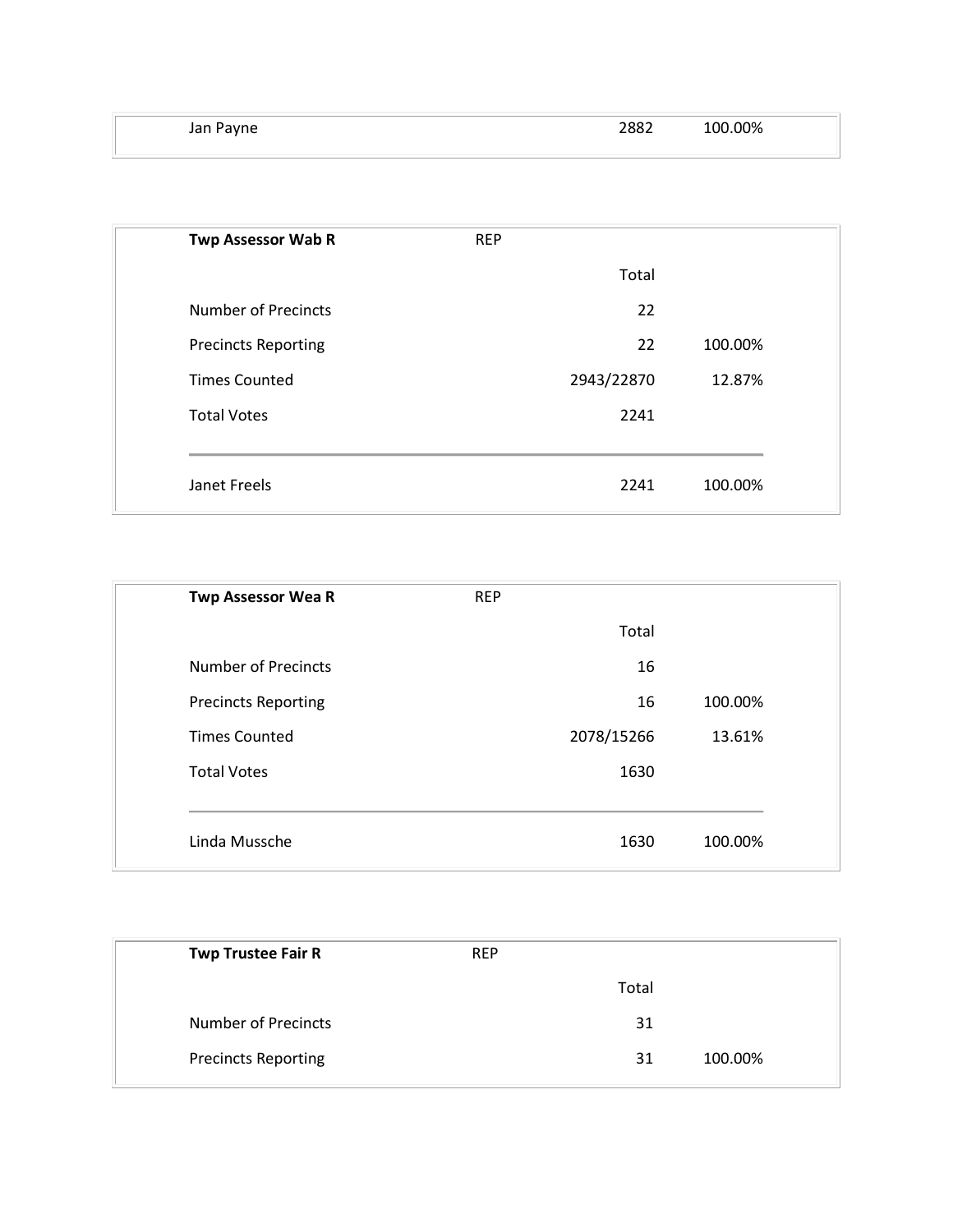| Jan Payne | | 2882 | 100.00% |
|---|---|---|---|

| **Twp Assessor Wab R** | REP | | |
|---|---|---|---|
| | | Total | |
| Number of Precincts | | 22 | |
| Precincts Reporting | | 22 | 100.00% |
| Times Counted | | 2943/22870 | 12.87% |
| Total Votes | | 2241 | |
| Janet Freels | | 2241 | 100.00% |

| **Twp Assessor Wea R** | REP | | |
|---|---|---|---|
| | | Total | |
| Number of Precincts | | 16 | |
| Precincts Reporting | | 16 | 100.00% |
| Times Counted | | 2078/15266 | 13.61% |
| Total Votes | | 1630 | |
| Linda Mussche | | 1630 | 100.00% |

| **Twp Trustee Fair R** | REP | | |
|---|---|---|---|
| | | Total | |
| Number of Precincts | | 31 | |
| Precincts Reporting | | 31 | 100.00% |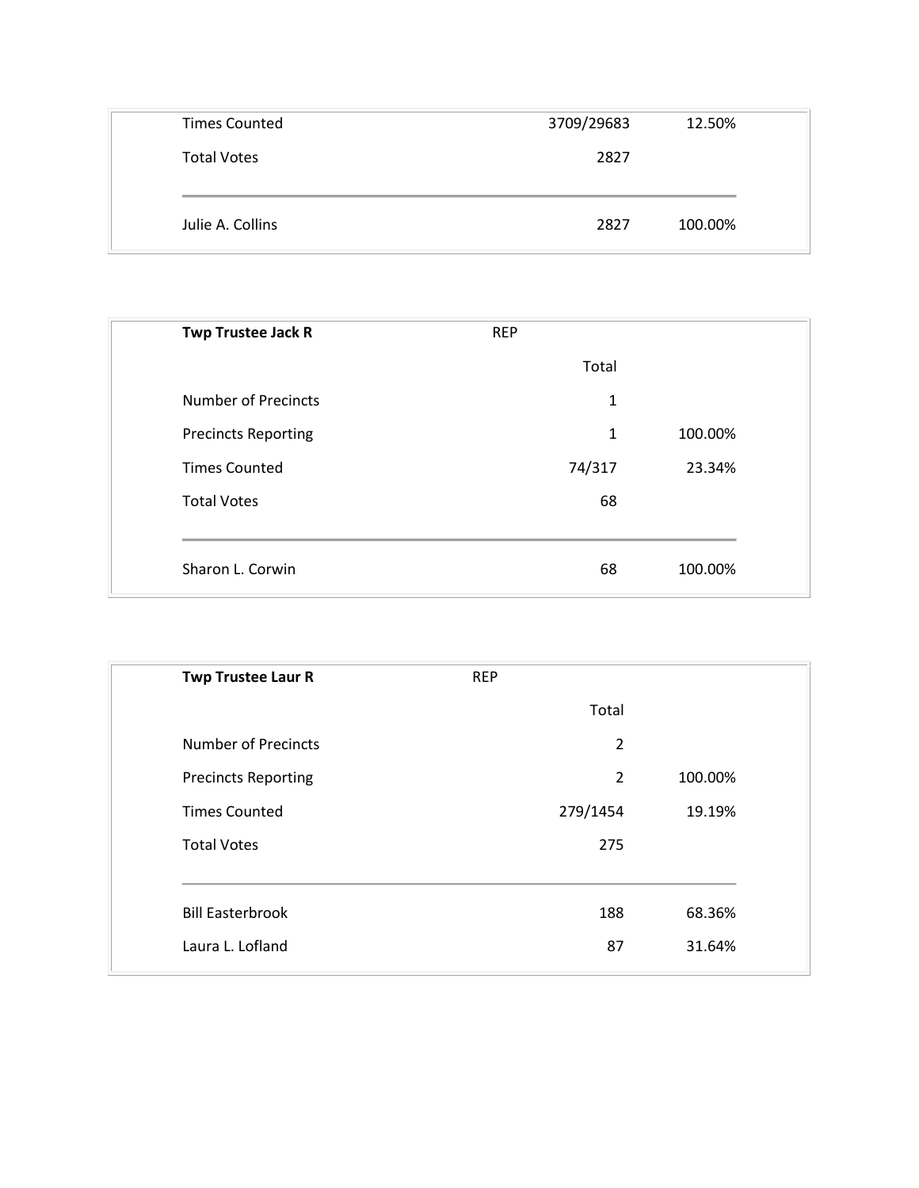| | | |
|---|---|---|
| Times Counted | 3709/29683 | 12.50% |
| Total Votes | 2827 | |
| Julie A. Collins | 2827 | 100.00% |

| **Twp Trustee Jack R** | REP | |
|---|---|---|
| | Total | |
| Number of Precincts | 1 | |
| Precincts Reporting | 1 | 100.00% |
| Times Counted | 74/317 | 23.34% |
| Total Votes | 68 | |
| Sharon L. Corwin | 68 | 100.00% |

| **Twp Trustee Laur R** | REP | |
|---|---|---|
| | Total | |
| Number of Precincts | 2 | |
| Precincts Reporting | 2 | 100.00% |
| Times Counted | 279/1454 | 19.19% |
| Total Votes | 275 | |
| Bill Easterbrook | 188 | 68.36% |
| Laura L. Lofland | 87 | 31.64% |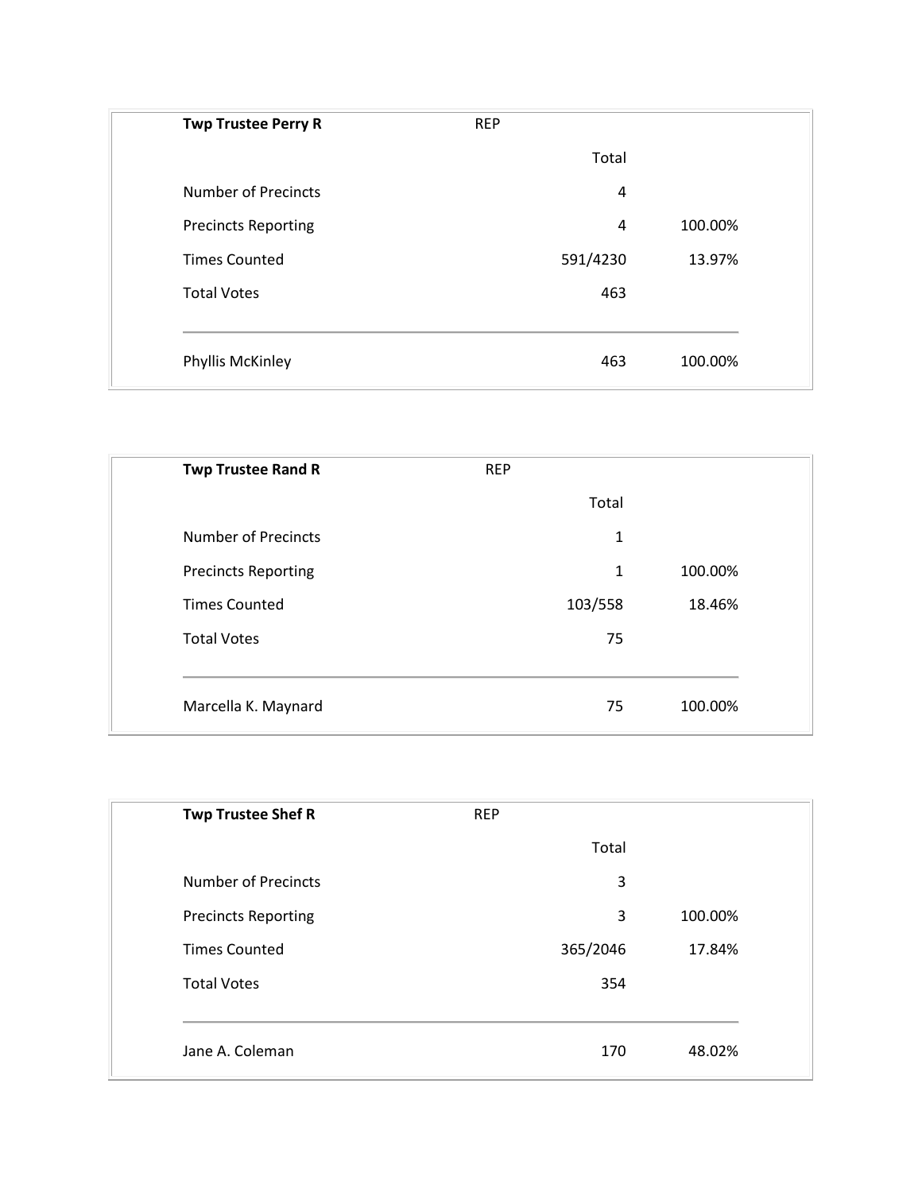| Twp Trustee Perry R | REP | |
|---|---|---|
| | Total | |
| Number of Precincts | 4 | |
| Precincts Reporting | 4 | 100.00% |
| Times Counted | 591/4230 | 13.97% |
| Total Votes | 463 | |
| Phyllis McKinley | 463 | 100.00% |

| Twp Trustee Rand R | REP | |
|---|---|---|
| | Total | |
| Number of Precincts | 1 | |
| Precincts Reporting | 1 | 100.00% |
| Times Counted | 103/558 | 18.46% |
| Total Votes | 75 | |
| Marcella K. Maynard | 75 | 100.00% |

| Twp Trustee Shef R | REP | |
|---|---|---|
| | Total | |
| Number of Precincts | 3 | |
| Precincts Reporting | 3 | 100.00% |
| Times Counted | 365/2046 | 17.84% |
| Total Votes | 354 | |
| Jane A. Coleman | 170 | 48.02% |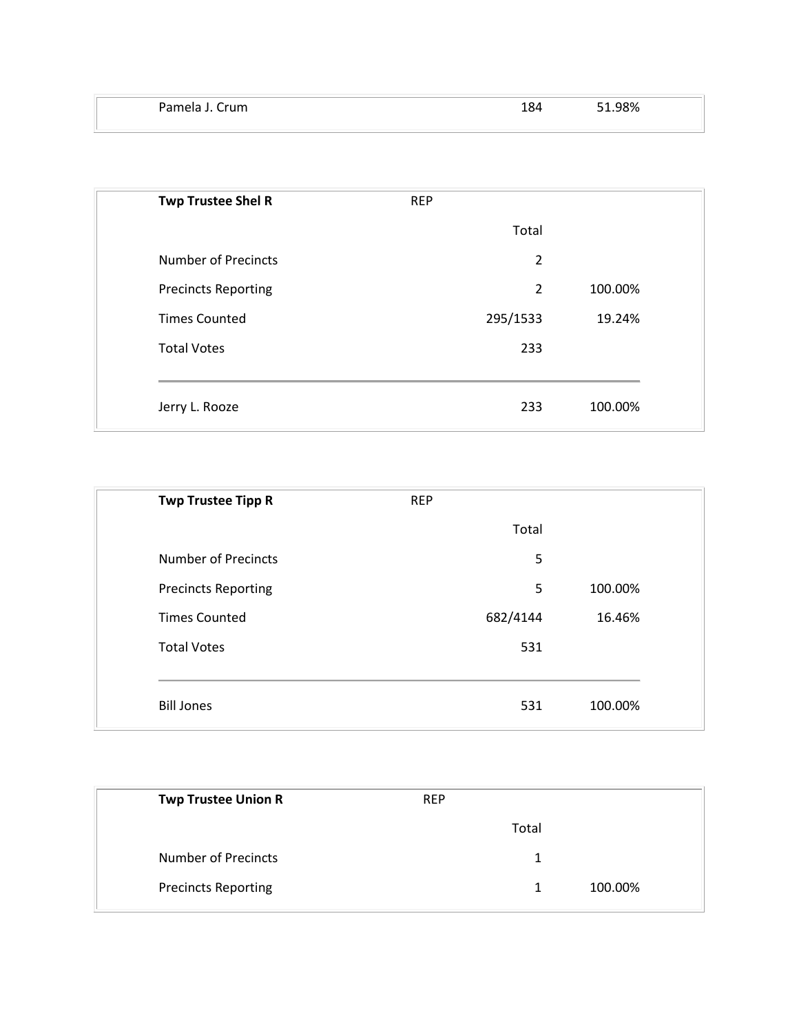| Pamela J. Crum | | 184 | 51.98% |
|---|---|---|---|

| **Twp Trustee Shel R** | REP | | |
|---|---|---|---|
| | | Total | |
| Number of Precincts | | 2 | |
| Precincts Reporting | | 2 | 100.00% |
| Times Counted | | 295/1533 | 19.24% |
| Total Votes | | 233 | |
| Jerry L. Rooze | | 233 | 100.00% |

| **Twp Trustee Tipp R** | REP | | |
|---|---|---|---|
| | | Total | |
| Number of Precincts | | 5 | |
| Precincts Reporting | | 5 | 100.00% |
| Times Counted | | 682/4144 | 16.46% |
| Total Votes | | 531 | |
| Bill Jones | | 531 | 100.00% |

| **Twp Trustee Union R** | REP | | |
|---|---|---|---|
| | | Total | |
| Number of Precincts | | 1 | |
| Precincts Reporting | | 1 | 100.00% |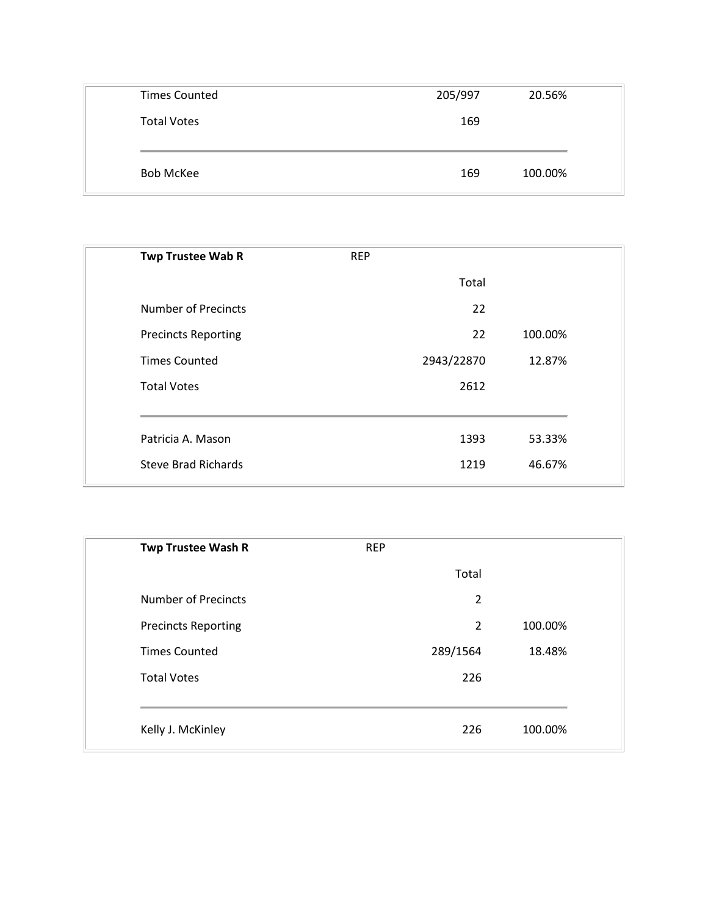| | | |
|---|---|---|
| Times Counted | 205/997 | 20.56% |
| Total Votes | 169 | |
| Bob McKee | 169 | 100.00% |

| **Twp Trustee Wab R** | REP | |
|---|---|---|
| | Total | |
| Number of Precincts | 22 | |
| Precincts Reporting | 22 | 100.00% |
| Times Counted | 2943/22870 | 12.87% |
| Total Votes | 2612 | |
| Patricia A. Mason | 1393 | 53.33% |
| Steve Brad Richards | 1219 | 46.67% |

| **Twp Trustee Wash R** | REP | |
|---|---|---|
| | Total | |
| Number of Precincts | 2 | |
| Precincts Reporting | 2 | 100.00% |
| Times Counted | 289/1564 | 18.48% |
| Total Votes | 226 | |
| Kelly J. McKinley | 226 | 100.00% |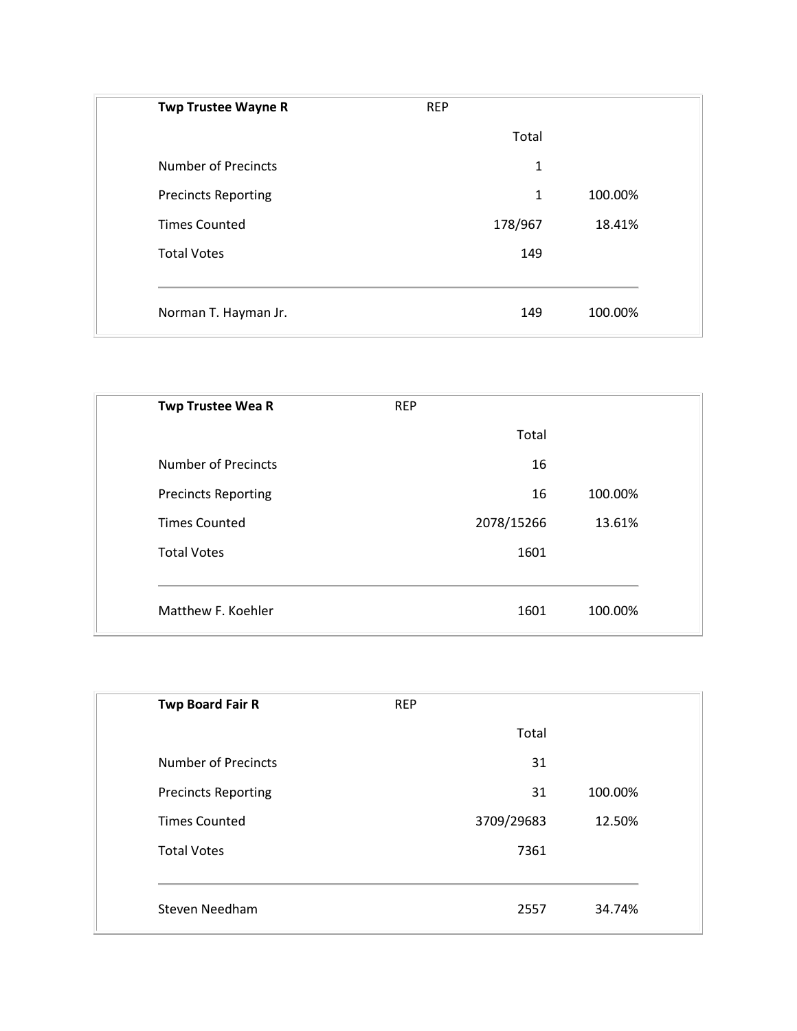| **Twp Trustee Wayne R** | REP | |
|---|---|---|
| | Total | |
| Number of Precincts | 1 | |
| Precincts Reporting | 1 | 100.00% |
| Times Counted | 178/967 | 18.41% |
| Total Votes | 149 | |
| Norman T. Hayman Jr. | 149 | 100.00% |

| **Twp Trustee Wea R** | REP | |
|---|---|---|
| | Total | |
| Number of Precincts | 16 | |
| Precincts Reporting | 16 | 100.00% |
| Times Counted | 2078/15266 | 13.61% |
| Total Votes | 1601 | |
| Matthew F. Koehler | 1601 | 100.00% |

| **Twp Board Fair R** | REP | |
|---|---|---|
| | Total | |
| Number of Precincts | 31 | |
| Precincts Reporting | 31 | 100.00% |
| Times Counted | 3709/29683 | 12.50% |
| Total Votes | 7361 | |
| Steven Needham | 2557 | 34.74% |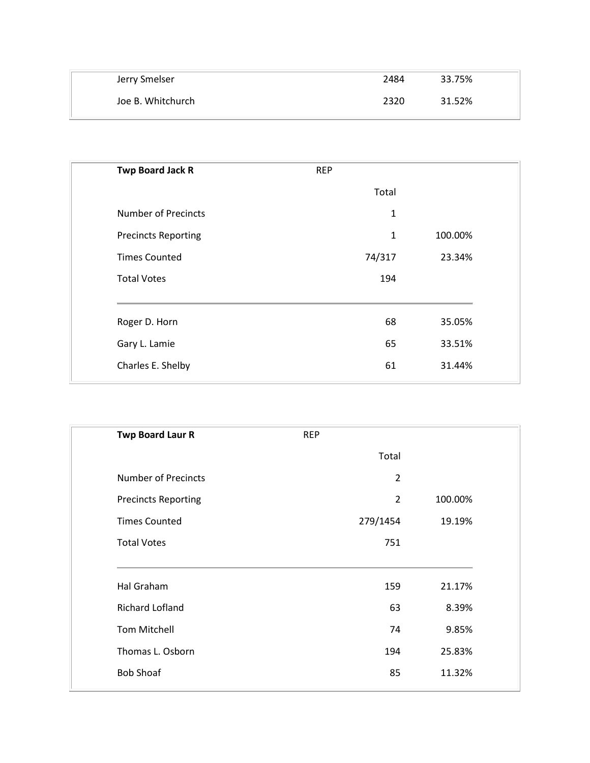| | | |
|---|---|---|
| Jerry Smelser | 2484 | 33.75% |
| Joe B. Whitchurch | 2320 | 31.52% |

| **Twp Board Jack R** | REP | |
|---|---|---|
| | Total | |
| Number of Precincts | 1 | |
| Precincts Reporting | 1 | 100.00% |
| Times Counted | 74/317 | 23.34% |
| Total Votes | 194 | |
| Roger D. Horn | 68 | 35.05% |
| Gary L. Lamie | 65 | 33.51% |
| Charles E. Shelby | 61 | 31.44% |

| **Twp Board Laur R** | REP | |
|---|---|---|
| | Total | |
| Number of Precincts | 2 | |
| Precincts Reporting | 2 | 100.00% |
| Times Counted | 279/1454 | 19.19% |
| Total Votes | 751 | |
| Hal Graham | 159 | 21.17% |
| Richard Lofland | 63 | 8.39% |
| Tom Mitchell | 74 | 9.85% |
| Thomas L. Osborn | 194 | 25.83% |
| Bob Shoaf | 85 | 11.32% |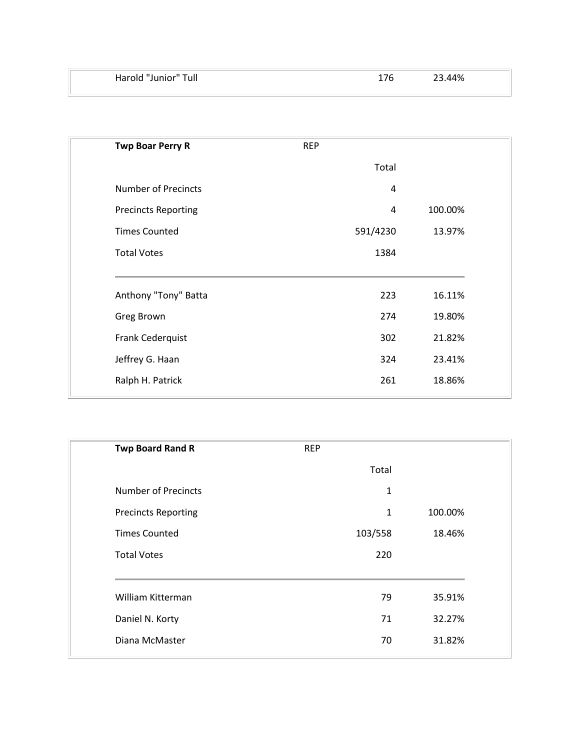| Harold "Junior" Tull | 176 | 23.44% |
|---|---|---|

| **Twp Boar Perry R** | REP | |
|---|---|---|
| | Total | |
| Number of Precincts | 4 | |
| Precincts Reporting | 4 | 100.00% |
| Times Counted | 591/4230 | 13.97% |
| Total Votes | 1384 | |
| Anthony "Tony" Batta | 223 | 16.11% |
| Greg Brown | 274 | 19.80% |
| Frank Cederquist | 302 | 21.82% |
| Jeffrey G. Haan | 324 | 23.41% |
| Ralph H. Patrick | 261 | 18.86% |

| **Twp Board Rand R** | REP | |
|---|---|---|
| | Total | |
| Number of Precincts | 1 | |
| Precincts Reporting | 1 | 100.00% |
| Times Counted | 103/558 | 18.46% |
| Total Votes | 220 | |
| William Kitterman | 79 | 35.91% |
| Daniel N. Korty | 71 | 32.27% |
| Diana McMaster | 70 | 31.82% |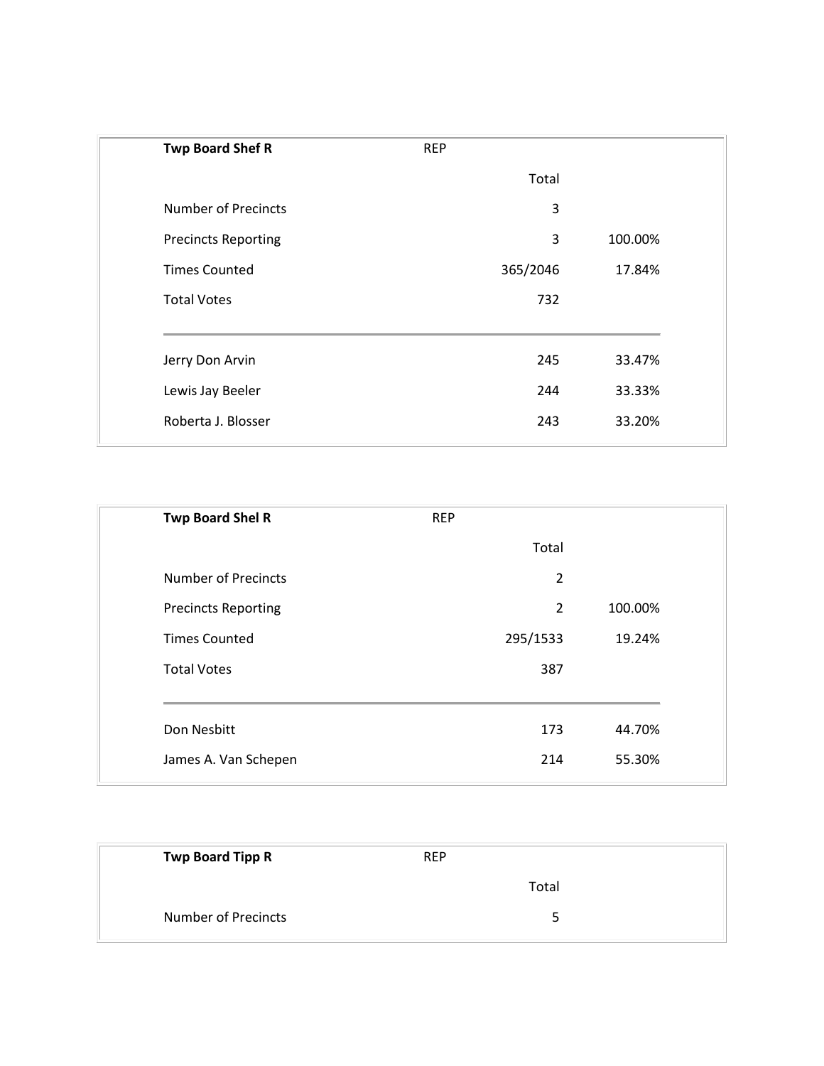| Twp Board Shef R | REP | |
|---|---|---|
| | Total | |
| Number of Precincts | 3 | |
| Precincts Reporting | 3 | 100.00% |
| Times Counted | 365/2046 | 17.84% |
| Total Votes | 732 | |
| Jerry Don Arvin | 245 | 33.47% |
| Lewis Jay Beeler | 244 | 33.33% |
| Roberta J. Blosser | 243 | 33.20% |

| Twp Board Shel R | REP | |
|---|---|---|
| | Total | |
| Number of Precincts | 2 | |
| Precincts Reporting | 2 | 100.00% |
| Times Counted | 295/1533 | 19.24% |
| Total Votes | 387 | |
| Don Nesbitt | 173 | 44.70% |
| James A. Van Schepen | 214 | 55.30% |

| Twp Board Tipp R | REP | |
|---|---|---|
| | Total | |
| Number of Precincts | 5 | |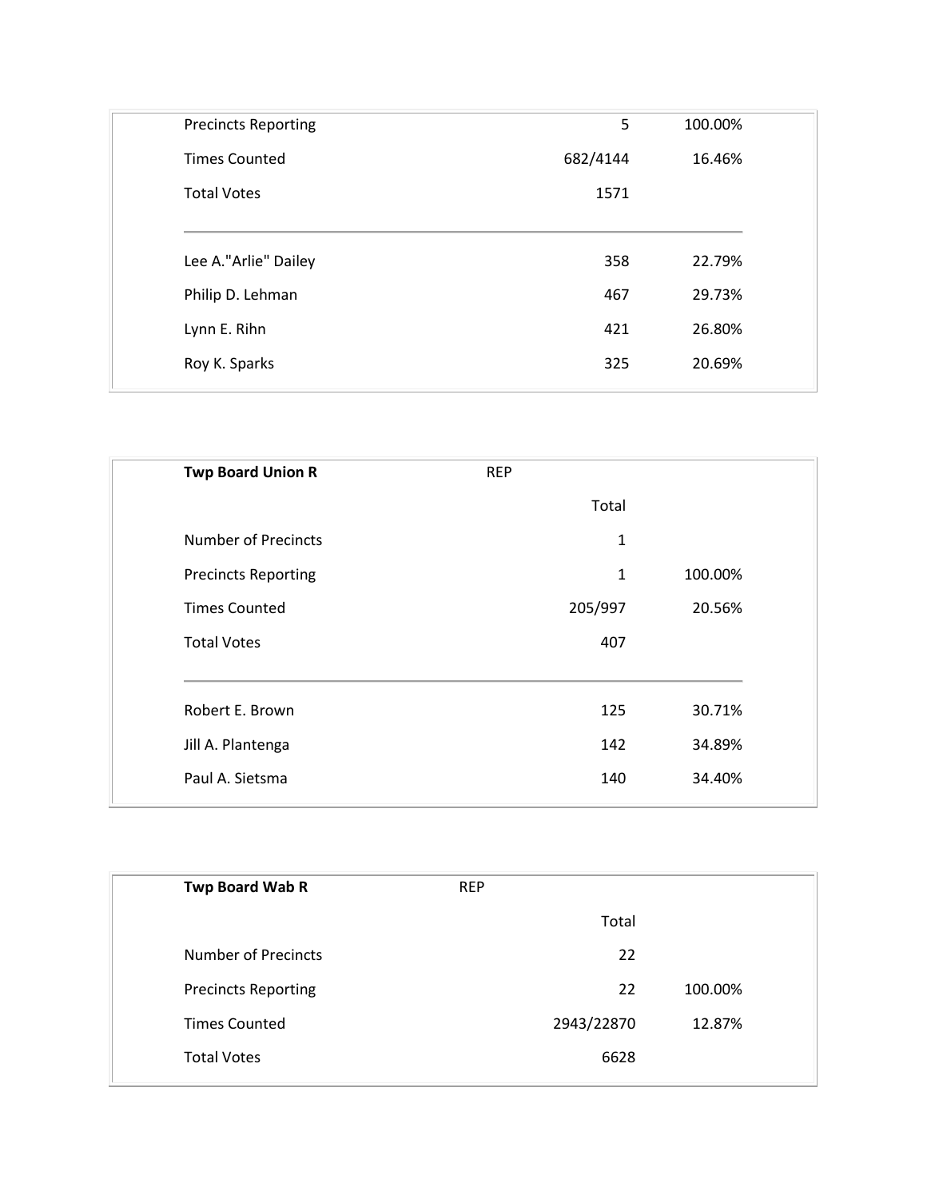| | | |
|---|---|---|
| Precincts Reporting | 5 | 100.00% |
| Times Counted | 682/4144 | 16.46% |
| Total Votes | 1571 | |
| Lee A."Arlie" Dailey | 358 | 22.79% |
| Philip D. Lehman | 467 | 29.73% |
| Lynn E. Rihn | 421 | 26.80% |
| Roy K. Sparks | 325 | 20.69% |

| **Twp Board Union R** | REP | |
|---|---|---|
| | Total | |
| Number of Precincts | 1 | |
| Precincts Reporting | 1 | 100.00% |
| Times Counted | 205/997 | 20.56% |
| Total Votes | 407 | |
| Robert E. Brown | 125 | 30.71% |
| Jill A. Plantenga | 142 | 34.89% |
| Paul A. Sietsma | 140 | 34.40% |

| **Twp Board Wab R** | REP | |
|---|---|---|
| | Total | |
| Number of Precincts | 22 | |
| Precincts Reporting | 22 | 100.00% |
| Times Counted | 2943/22870 | 12.87% |
| Total Votes | 6628 | |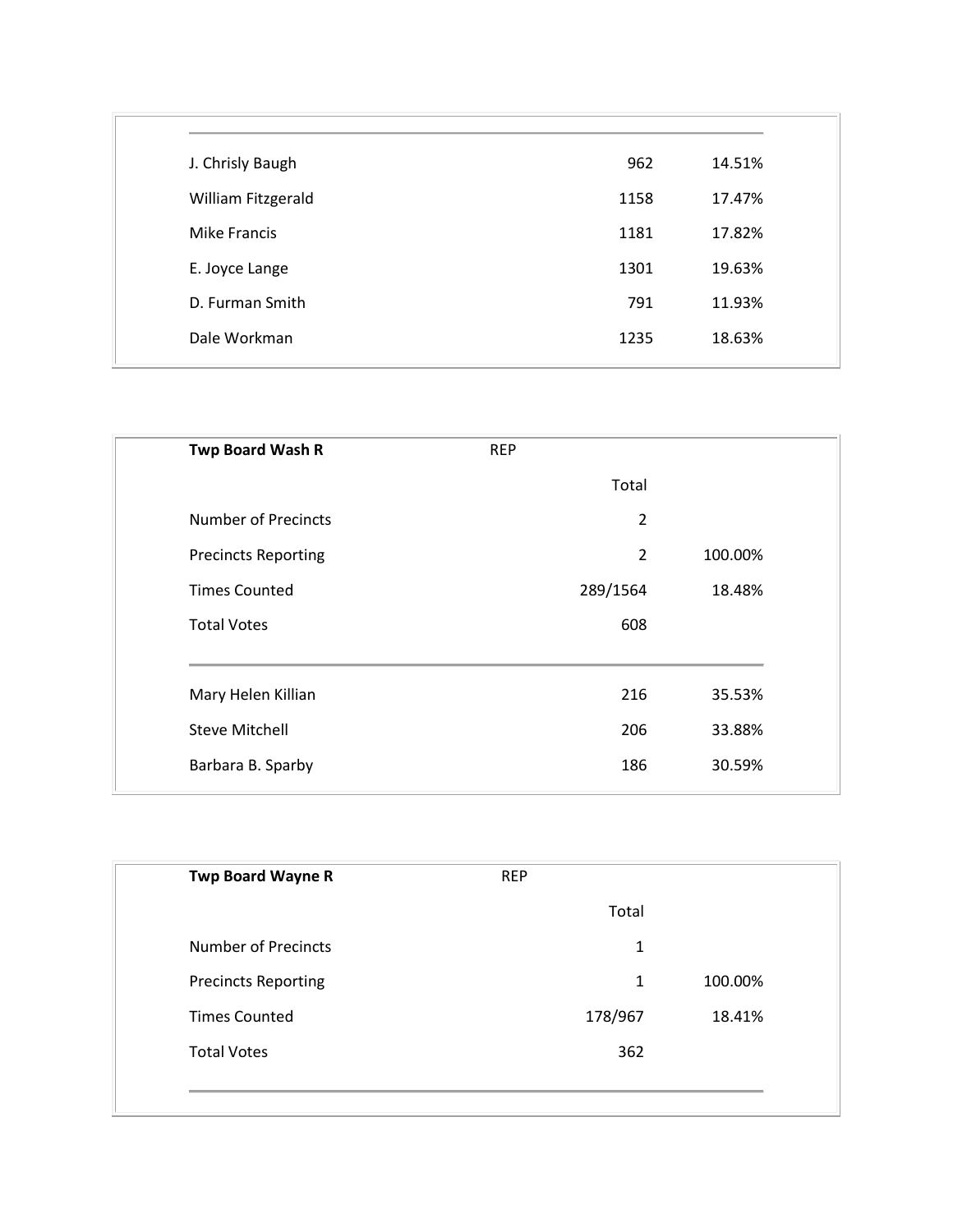| | | |
|---|---|---|
| J. Chrisly Baugh | 962 | 14.51% |
| William Fitzgerald | 1158 | 17.47% |
| Mike Francis | 1181 | 17.82% |
| E. Joyce Lange | 1301 | 19.63% |
| D. Furman Smith | 791 | 11.93% |
| Dale Workman | 1235 | 18.63% |

| **Twp Board Wash R** | REP | |
|---|---|---|
| | Total | |
| Number of Precincts | 2 | |
| Precincts Reporting | 2 | 100.00% |
| Times Counted | 289/1564 | 18.48% |
| Total Votes | 608 | |
| Mary Helen Killian | 216 | 35.53% |
| Steve Mitchell | 206 | 33.88% |
| Barbara B. Sparby | 186 | 30.59% |

| **Twp Board Wayne R** | REP | |
|---|---|---|
| | Total | |
| Number of Precincts | 1 | |
| Precincts Reporting | 1 | 100.00% |
| Times Counted | 178/967 | 18.41% |
| Total Votes | 362 | |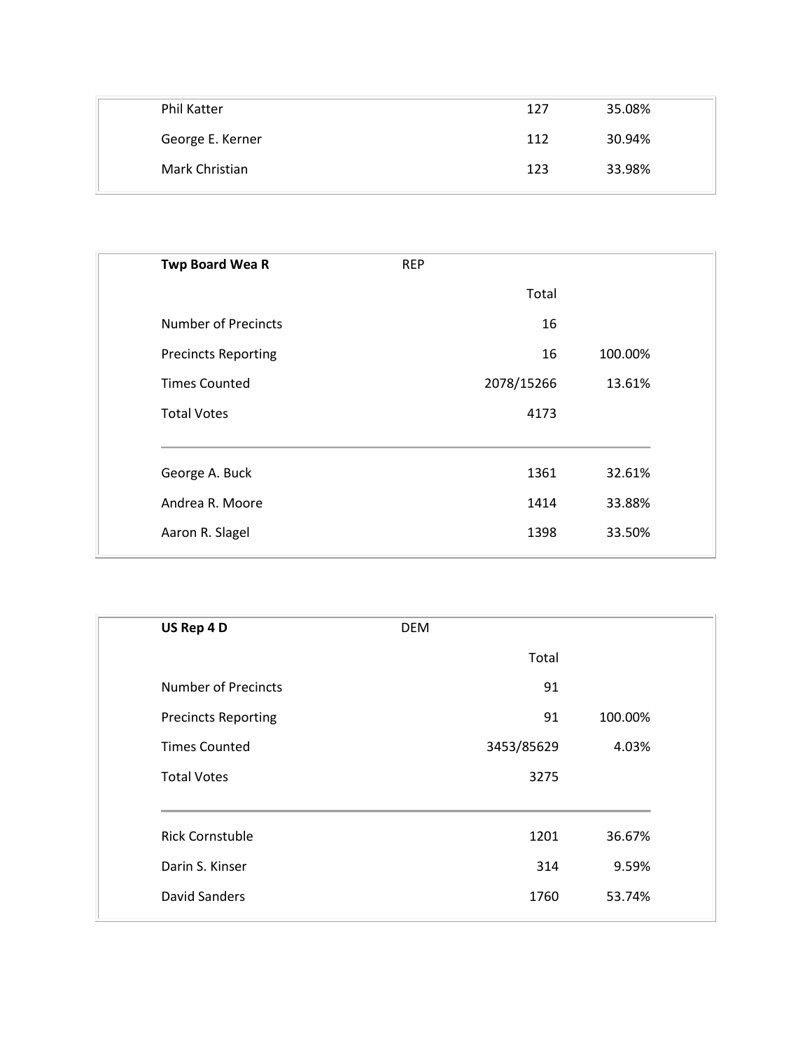| | | |
|---|---|---|
| Phil Katter | 127 | 35.08% |
| George E. Kerner | 112 | 30.94% |
| Mark Christian | 123 | 33.98% |

| **Twp Board Wea R** | REP | |
|---|---|---|
| | Total | |
| Number of Precincts | 16 | |
| Precincts Reporting | 16 | 100.00% |
| Times Counted | 2078/15266 | 13.61% |
| Total Votes | 4173 | |
| George A. Buck | 1361 | 32.61% |
| Andrea R. Moore | 1414 | 33.88% |
| Aaron R. Slagel | 1398 | 33.50% |

| **US Rep 4 D** | DEM | |
|---|---|---|
| | Total | |
| Number of Precincts | 91 | |
| Precincts Reporting | 91 | 100.00% |
| Times Counted | 3453/85629 | 4.03% |
| Total Votes | 3275 | |
| Rick Cornstuble | 1201 | 36.67% |
| Darin S. Kinser | 314 | 9.59% |
| David Sanders | 1760 | 53.74% |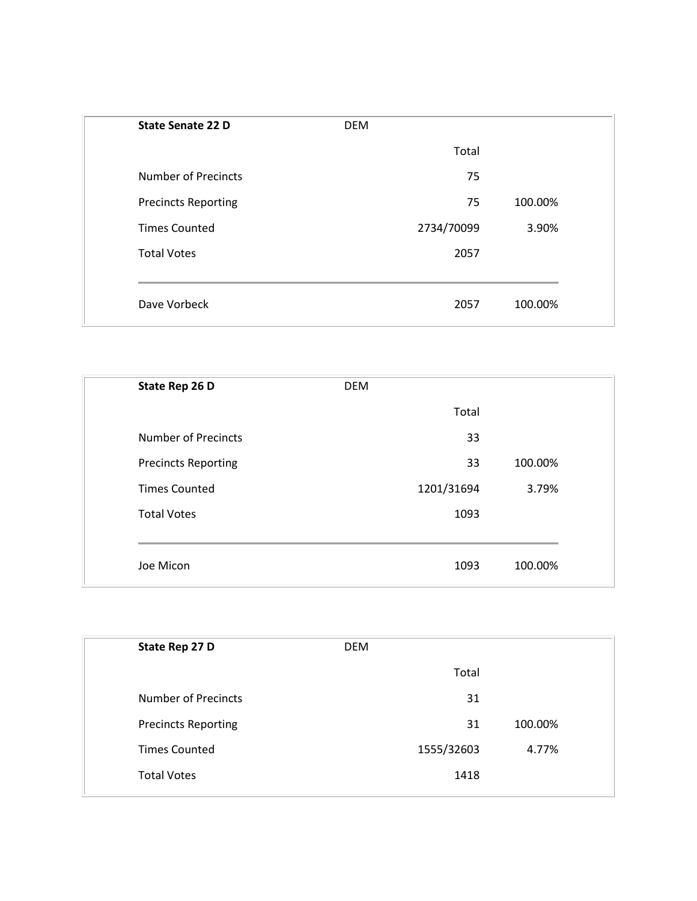| State Senate 22 D | DEM | | |
|---|---|---|---|
| | | Total | |
| Number of Precincts | | 75 | |
| Precincts Reporting | | 75 | 100.00% |
| Times Counted | | 2734/70099 | 3.90% |
| Total Votes | | 2057 | |
| Dave Vorbeck | | 2057 | 100.00% |

| State Rep 26 D | DEM | | |
|---|---|---|---|
| | | Total | |
| Number of Precincts | | 33 | |
| Precincts Reporting | | 33 | 100.00% |
| Times Counted | | 1201/31694 | 3.79% |
| Total Votes | | 1093 | |
| Joe Micon | | 1093 | 100.00% |

| State Rep 27 D | DEM | | |
|---|---|---|---|
| | | Total | |
| Number of Precincts | | 31 | |
| Precincts Reporting | | 31 | 100.00% |
| Times Counted | | 1555/32603 | 4.77% |
| Total Votes | | 1418 | |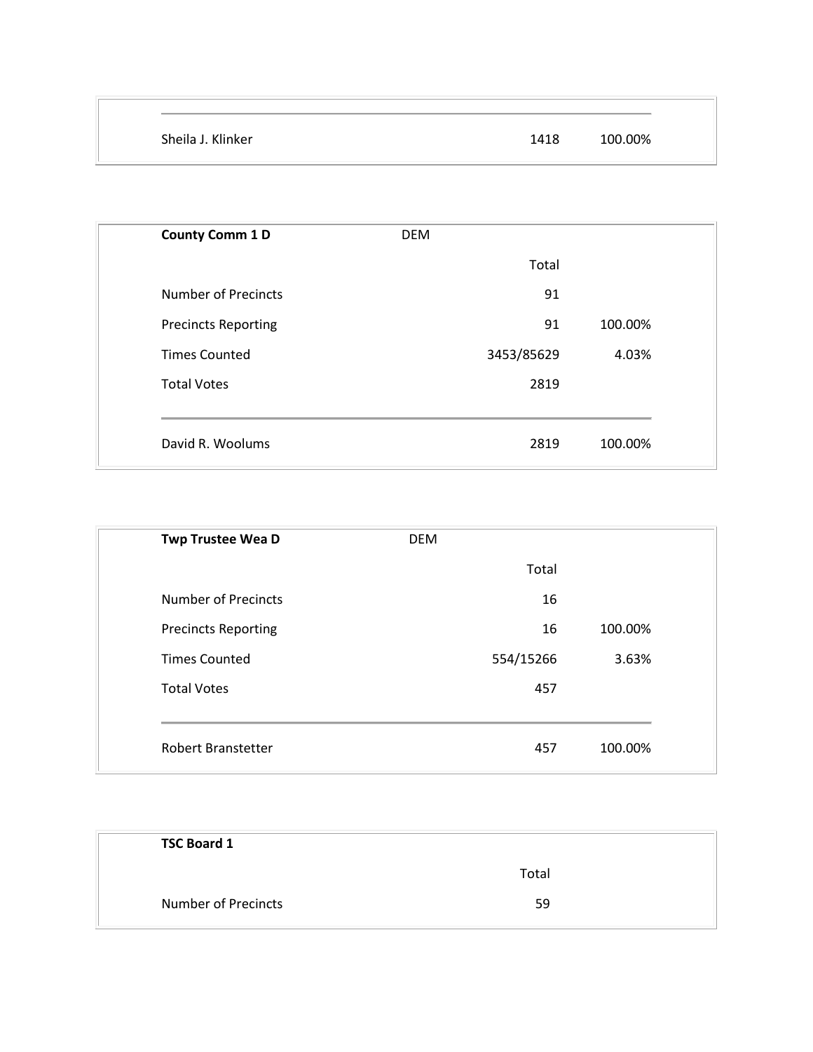| | | |
|---|---|---|
| Sheila J. Klinker | 1418 | 100.00% |

| County Comm 1 D | DEM | |
|---|---|---|
| | Total | |
| Number of Precincts | 91 | |
| Precincts Reporting | 91 | 100.00% |
| Times Counted | 3453/85629 | 4.03% |
| Total Votes | 2819 | |
| David R. Woolums | 2819 | 100.00% |

| Twp Trustee Wea D | DEM | |
|---|---|---|
| | Total | |
| Number of Precincts | 16 | |
| Precincts Reporting | 16 | 100.00% |
| Times Counted | 554/15266 | 3.63% |
| Total Votes | 457 | |
| Robert Branstetter | 457 | 100.00% |

| TSC Board 1 | | |
|---|---|---|
| | Total | |
| Number of Precincts | 59 | |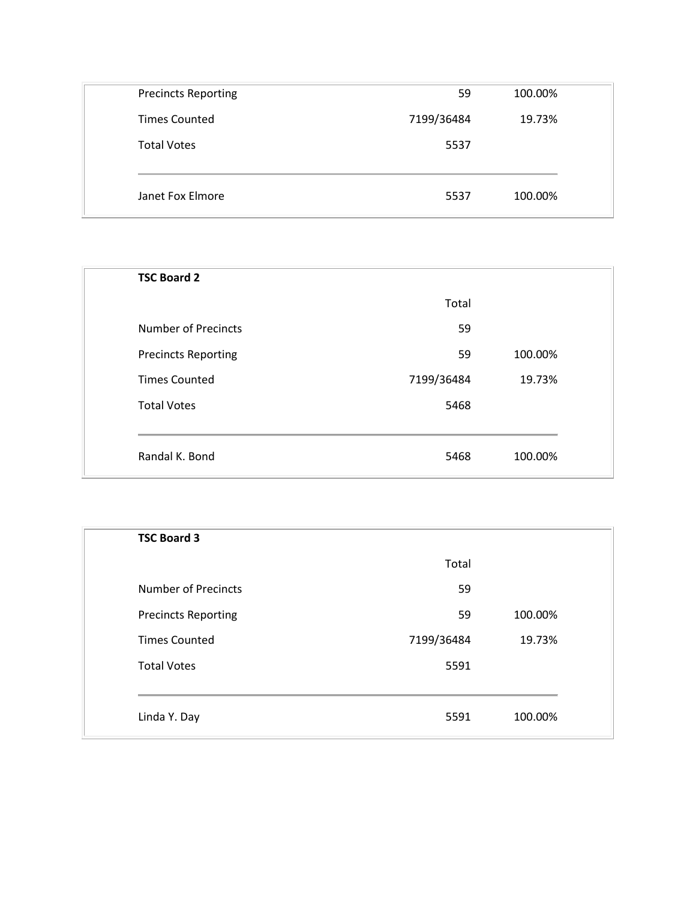| | | |
|---|---|---|
| Precincts Reporting | 59 | 100.00% |
| Times Counted | 7199/36484 | 19.73% |
| Total Votes | 5537 | |
| Janet Fox Elmore | 5537 | 100.00% |

**TSC Board 2**

| | Total | |
|---|---|---|
| Number of Precincts | 59 | |
| Precincts Reporting | 59 | 100.00% |
| Times Counted | 7199/36484 | 19.73% |
| Total Votes | 5468 | |
| Randal K. Bond | 5468 | 100.00% |

**TSC Board 3**

| | Total | |
|---|---|---|
| Number of Precincts | 59 | |
| Precincts Reporting | 59 | 100.00% |
| Times Counted | 7199/36484 | 19.73% |
| Total Votes | 5591 | |
| Linda Y. Day | 5591 | 100.00% |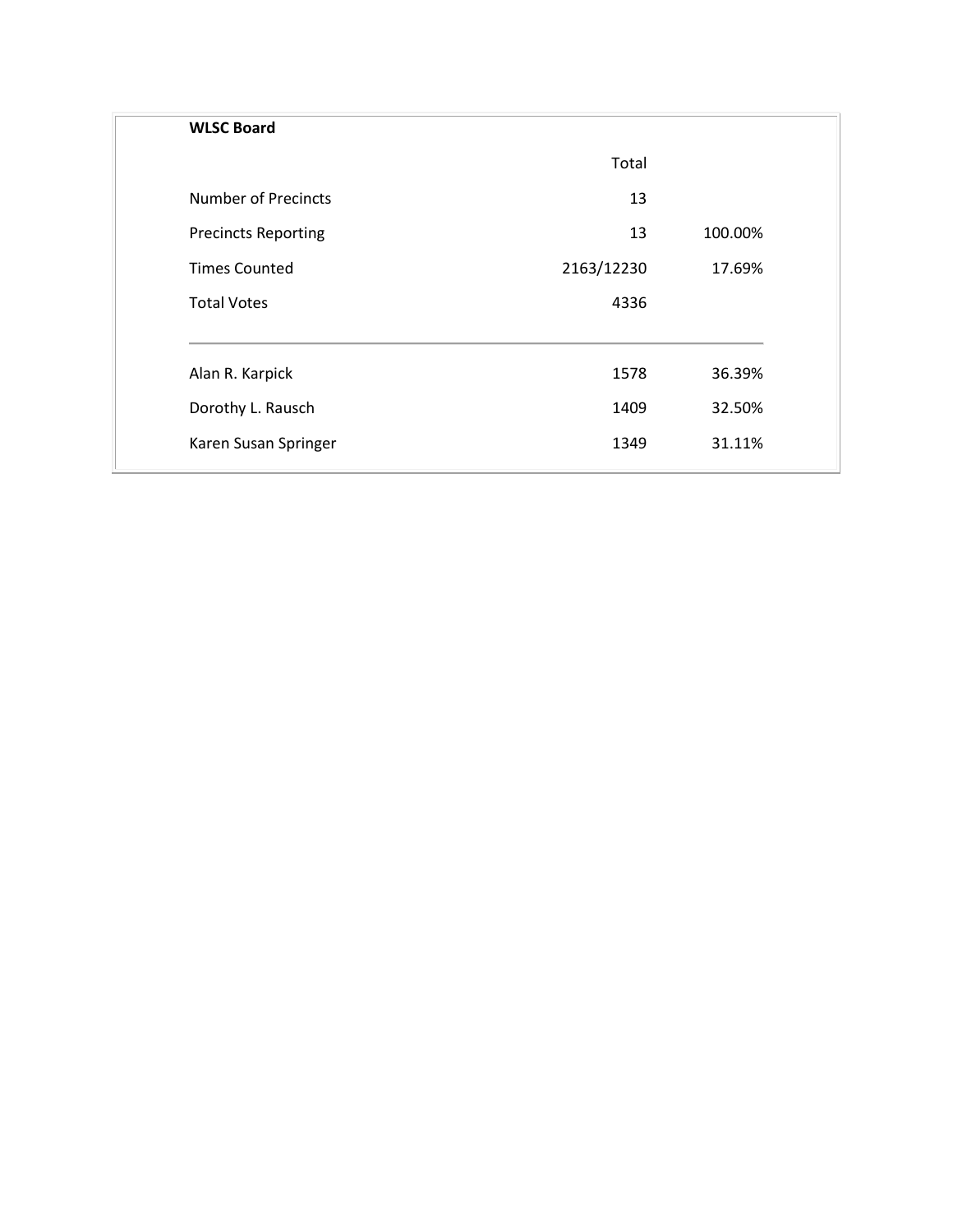**WLSC Board**

| | Total | |
|---|---|---|
| Number of Precincts | 13 | |
| Precincts Reporting | 13 | 100.00% |
| Times Counted | 2163/12230 | 17.69% |
| Total Votes | 4336 | |
| Alan R. Karpick | 1578 | 36.39% |
| Dorothy L. Rausch | 1409 | 32.50% |
| Karen Susan Springer | 1349 | 31.11% |